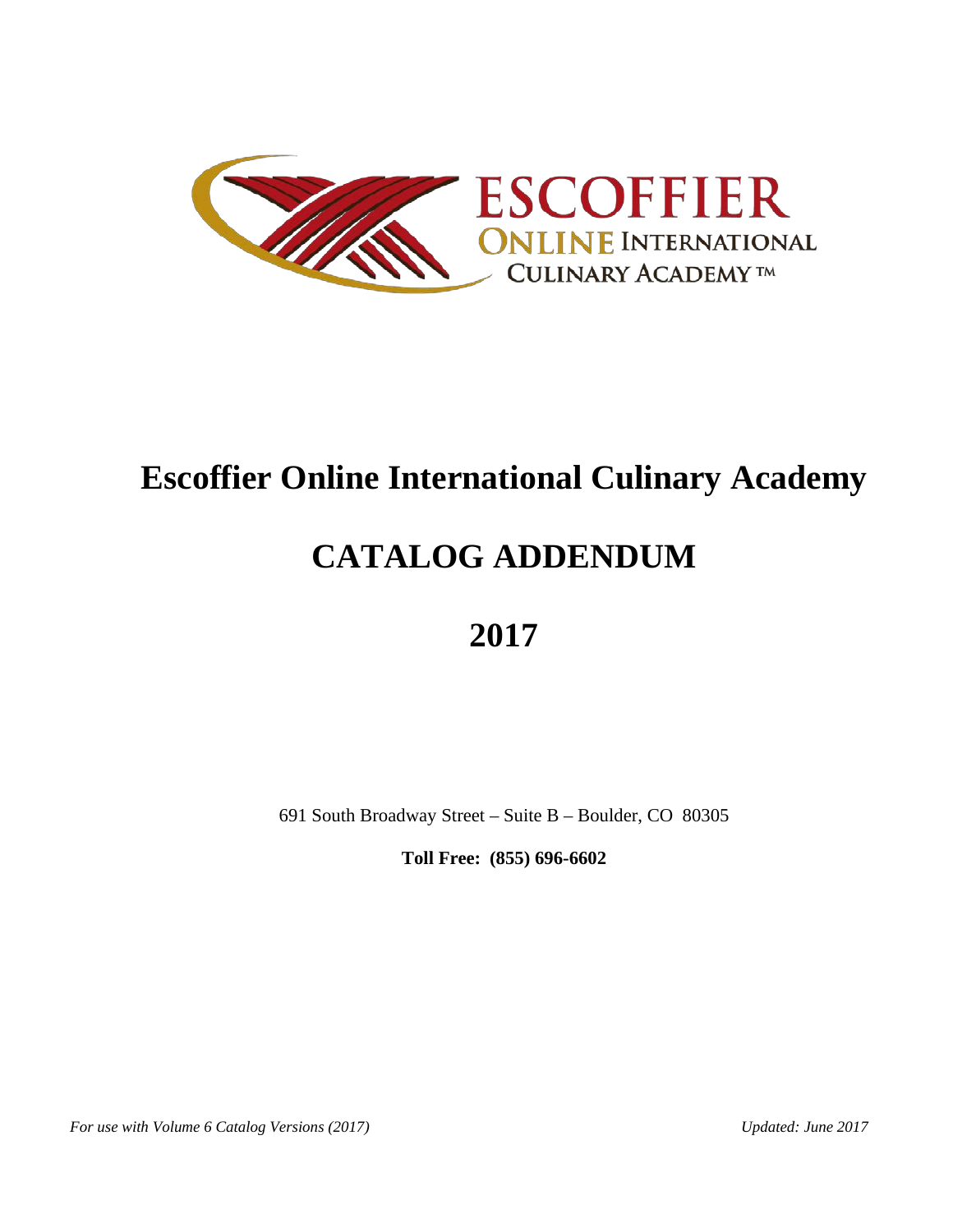# Escoffier Online International Culinary Academy

# CATALOG ADDENDUM

# 2017

691 South Broadway Street – Suite B – Boulder, CO 80305

**Toll Free: (855) 696-6602**

*For use with Volume 6 Catalog Versions (2017)* *Updated: June 2017*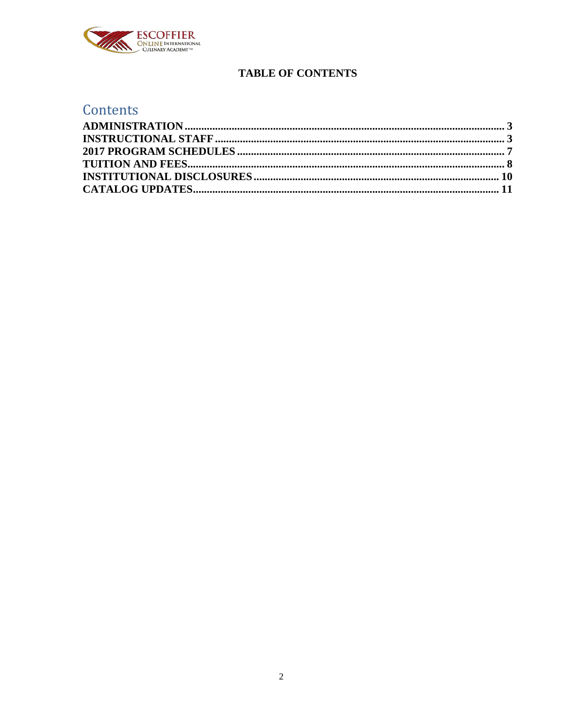# TABLE OF CONTENTS

## Contents

**ADMINISTRATION** .......... **3**
**INSTRUCTIONAL STAFF** .......... **3**
**2017 PROGRAM SCHEDULES** .......... **7**
**TUITION AND FEES** .......... **8**
**INSTITUTIONAL DISCLOSURES** .......... **10**
**CATALOG UPDATES** .......... **11**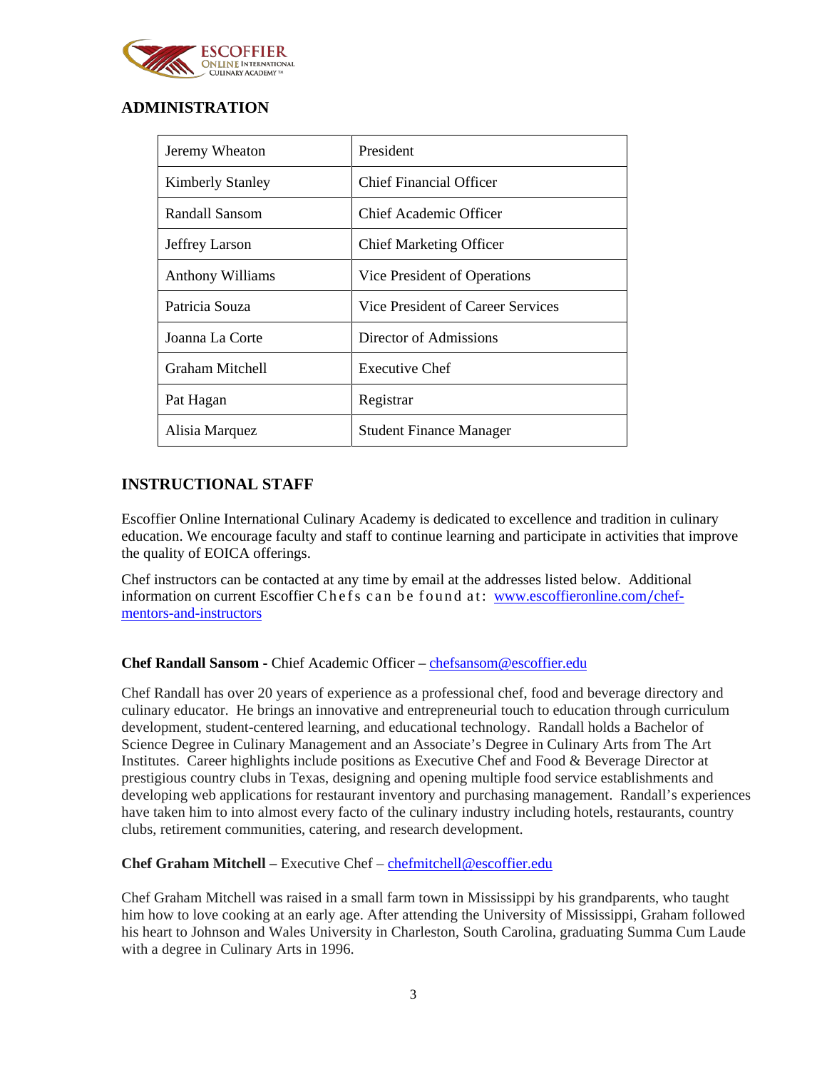## ADMINISTRATION

| | |
|---|---|
| Jeremy Wheaton | President |
| Kimberly Stanley | Chief Financial Officer |
| Randall Sansom | Chief Academic Officer |
| Jeffrey Larson | Chief Marketing Officer |
| Anthony Williams | Vice President of Operations |
| Patricia Souza | Vice President of Career Services |
| Joanna La Corte | Director of Admissions |
| Graham Mitchell | Executive Chef |
| Pat Hagan | Registrar |
| Alisia Marquez | Student Finance Manager |

## INSTRUCTIONAL STAFF

Escoffier Online International Culinary Academy is dedicated to excellence and tradition in culinary education. We encourage faculty and staff to continue learning and participate in activities that improve the quality of EOICA offerings.

Chef instructors can be contacted at any time by email at the addresses listed below. Additional information on current Escoffier Chefs can be found at: www.escoffieronline.com/chef-mentors-and-instructors

**Chef Randall Sansom -** Chief Academic Officer – chefsansom@escoffier.edu

Chef Randall has over 20 years of experience as a professional chef, food and beverage directory and culinary educator. He brings an innovative and entrepreneurial touch to education through curriculum development, student-centered learning, and educational technology. Randall holds a Bachelor of Science Degree in Culinary Management and an Associate's Degree in Culinary Arts from The Art Institutes. Career highlights include positions as Executive Chef and Food & Beverage Director at prestigious country clubs in Texas, designing and opening multiple food service establishments and developing web applications for restaurant inventory and purchasing management. Randall's experiences have taken him to into almost every facto of the culinary industry including hotels, restaurants, country clubs, retirement communities, catering, and research development.

**Chef Graham Mitchell –** Executive Chef – chefmitchell@escoffier.edu

Chef Graham Mitchell was raised in a small farm town in Mississippi by his grandparents, who taught him how to love cooking at an early age. After attending the University of Mississippi, Graham followed his heart to Johnson and Wales University in Charleston, South Carolina, graduating Summa Cum Laude with a degree in Culinary Arts in 1996.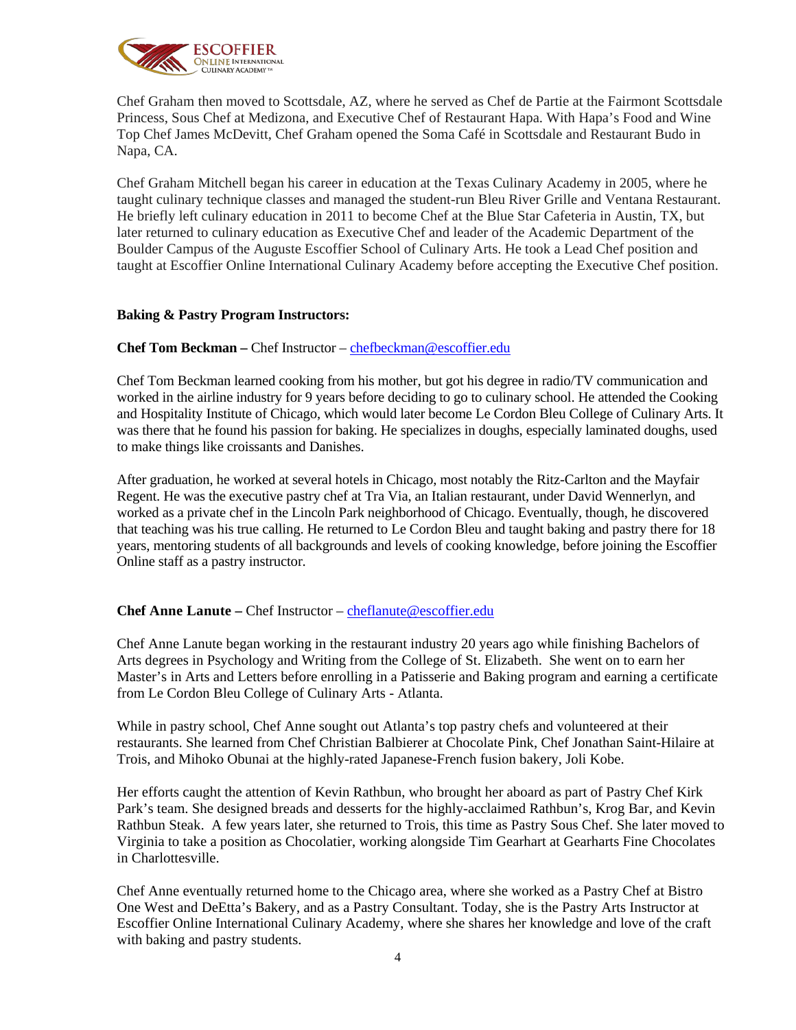Chef Graham then moved to Scottsdale, AZ, where he served as Chef de Partie at the Fairmont Scottsdale Princess, Sous Chef at Medizona, and Executive Chef of Restaurant Hapa. With Hapa's Food and Wine Top Chef James McDevitt, Chef Graham opened the Soma Café in Scottsdale and Restaurant Budo in Napa, CA.

Chef Graham Mitchell began his career in education at the Texas Culinary Academy in 2005, where he taught culinary technique classes and managed the student-run Bleu River Grille and Ventana Restaurant. He briefly left culinary education in 2011 to become Chef at the Blue Star Cafeteria in Austin, TX, but later returned to culinary education as Executive Chef and leader of the Academic Department of the Boulder Campus of the Auguste Escoffier School of Culinary Arts. He took a Lead Chef position and taught at Escoffier Online International Culinary Academy before accepting the Executive Chef position.

**Baking & Pastry Program Instructors:**

**Chef Tom Beckman –** Chef Instructor – chefbeckman@escoffier.edu

Chef Tom Beckman learned cooking from his mother, but got his degree in radio/TV communication and worked in the airline industry for 9 years before deciding to go to culinary school. He attended the Cooking and Hospitality Institute of Chicago, which would later become Le Cordon Bleu College of Culinary Arts. It was there that he found his passion for baking. He specializes in doughs, especially laminated doughs, used to make things like croissants and Danishes.

After graduation, he worked at several hotels in Chicago, most notably the Ritz-Carlton and the Mayfair Regent. He was the executive pastry chef at Tra Via, an Italian restaurant, under David Wennerlyn, and worked as a private chef in the Lincoln Park neighborhood of Chicago. Eventually, though, he discovered that teaching was his true calling. He returned to Le Cordon Bleu and taught baking and pastry there for 18 years, mentoring students of all backgrounds and levels of cooking knowledge, before joining the Escoffier Online staff as a pastry instructor.

**Chef Anne Lanute –** Chef Instructor – cheflanute@escoffier.edu

Chef Anne Lanute began working in the restaurant industry 20 years ago while finishing Bachelors of Arts degrees in Psychology and Writing from the College of St. Elizabeth. She went on to earn her Master's in Arts and Letters before enrolling in a Patisserie and Baking program and earning a certificate from Le Cordon Bleu College of Culinary Arts - Atlanta.

While in pastry school, Chef Anne sought out Atlanta's top pastry chefs and volunteered at their restaurants. She learned from Chef Christian Balbierer at Chocolate Pink, Chef Jonathan Saint-Hilaire at Trois, and Mihoko Obunai at the highly-rated Japanese-French fusion bakery, Joli Kobe.

Her efforts caught the attention of Kevin Rathbun, who brought her aboard as part of Pastry Chef Kirk Park's team. She designed breads and desserts for the highly-acclaimed Rathbun's, Krog Bar, and Kevin Rathbun Steak. A few years later, she returned to Trois, this time as Pastry Sous Chef. She later moved to Virginia to take a position as Chocolatier, working alongside Tim Gearhart at Gearharts Fine Chocolates in Charlottesville.

Chef Anne eventually returned home to the Chicago area, where she worked as a Pastry Chef at Bistro One West and DeEtta's Bakery, and as a Pastry Consultant. Today, she is the Pastry Arts Instructor at Escoffier Online International Culinary Academy, where she shares her knowledge and love of the craft with baking and pastry students.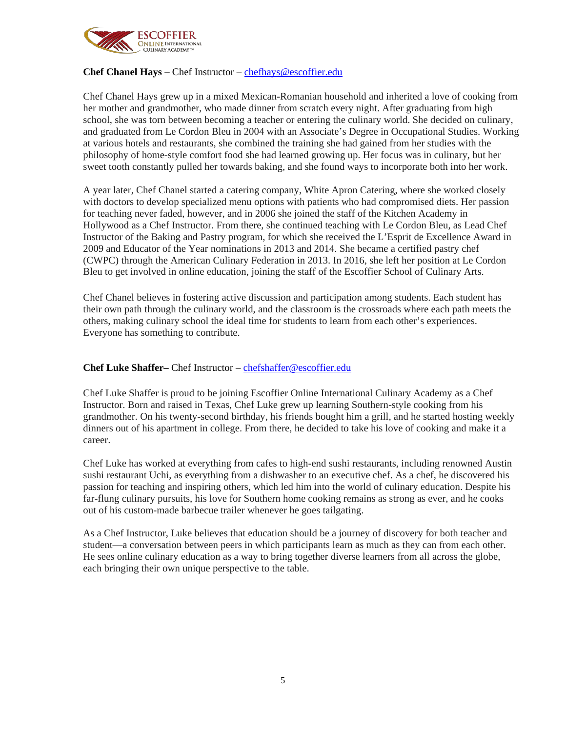**Chef Chanel Hays –** Chef Instructor – chefhays@escoffier.edu

Chef Chanel Hays grew up in a mixed Mexican-Romanian household and inherited a love of cooking from her mother and grandmother, who made dinner from scratch every night. After graduating from high school, she was torn between becoming a teacher or entering the culinary world. She decided on culinary, and graduated from Le Cordon Bleu in 2004 with an Associate's Degree in Occupational Studies. Working at various hotels and restaurants, she combined the training she had gained from her studies with the philosophy of home-style comfort food she had learned growing up. Her focus was in culinary, but her sweet tooth constantly pulled her towards baking, and she found ways to incorporate both into her work.

A year later, Chef Chanel started a catering company, White Apron Catering, where she worked closely with doctors to develop specialized menu options with patients who had compromised diets. Her passion for teaching never faded, however, and in 2006 she joined the staff of the Kitchen Academy in Hollywood as a Chef Instructor. From there, she continued teaching with Le Cordon Bleu, as Lead Chef Instructor of the Baking and Pastry program, for which she received the L'Esprit de Excellence Award in 2009 and Educator of the Year nominations in 2013 and 2014. She became a certified pastry chef (CWPC) through the American Culinary Federation in 2013. In 2016, she left her position at Le Cordon Bleu to get involved in online education, joining the staff of the Escoffier School of Culinary Arts.

Chef Chanel believes in fostering active discussion and participation among students. Each student has their own path through the culinary world, and the classroom is the crossroads where each path meets the others, making culinary school the ideal time for students to learn from each other's experiences. Everyone has something to contribute.

**Chef Luke Shaffer–** Chef Instructor – chefshaffer@escoffier.edu

Chef Luke Shaffer is proud to be joining Escoffier Online International Culinary Academy as a Chef Instructor. Born and raised in Texas, Chef Luke grew up learning Southern-style cooking from his grandmother. On his twenty-second birthday, his friends bought him a grill, and he started hosting weekly dinners out of his apartment in college. From there, he decided to take his love of cooking and make it a career.

Chef Luke has worked at everything from cafes to high-end sushi restaurants, including renowned Austin sushi restaurant Uchi, as everything from a dishwasher to an executive chef. As a chef, he discovered his passion for teaching and inspiring others, which led him into the world of culinary education. Despite his far-flung culinary pursuits, his love for Southern home cooking remains as strong as ever, and he cooks out of his custom-made barbecue trailer whenever he goes tailgating.

As a Chef Instructor, Luke believes that education should be a journey of discovery for both teacher and student—a conversation between peers in which participants learn as much as they can from each other. He sees online culinary education as a way to bring together diverse learners from all across the globe, each bringing their own unique perspective to the table.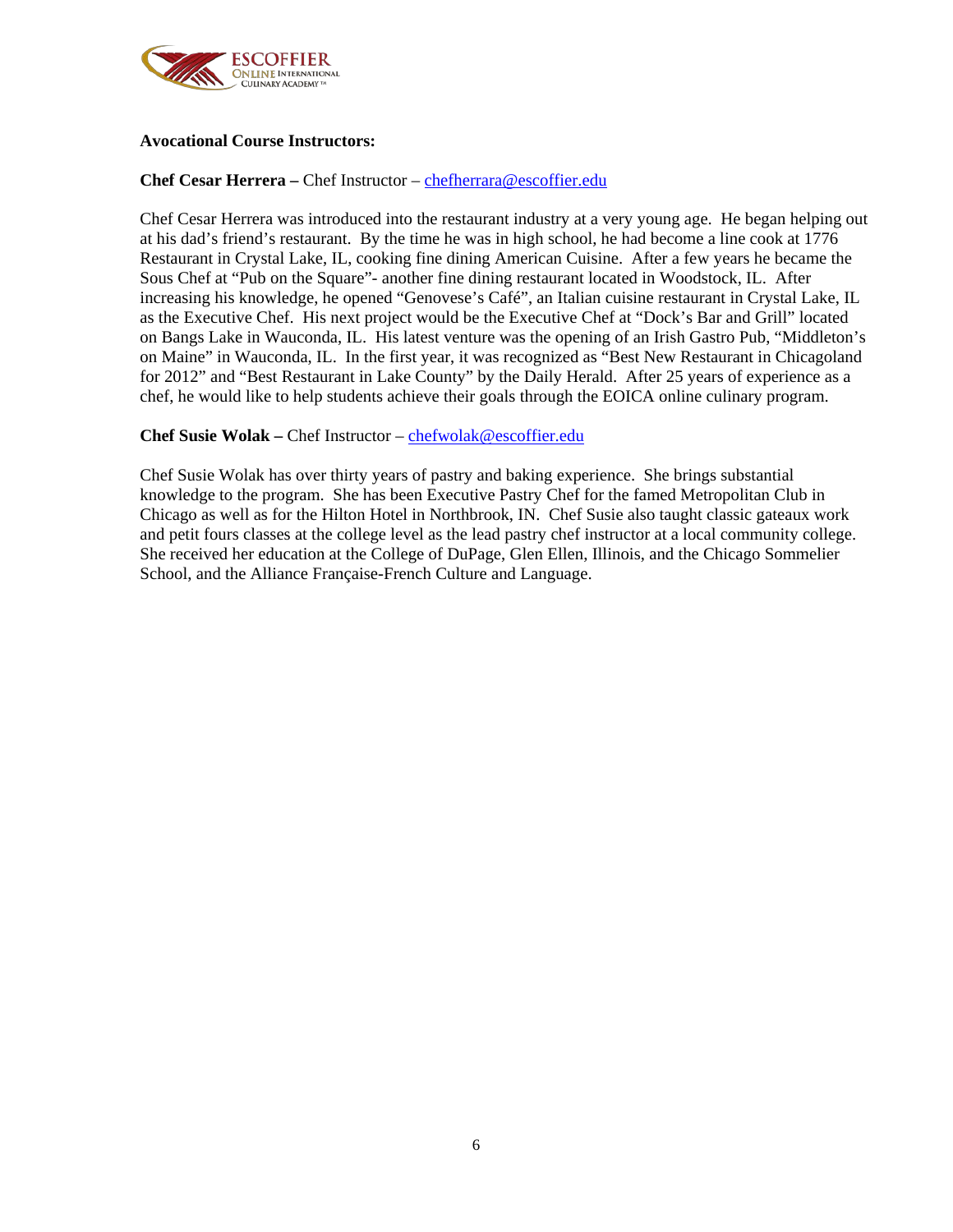**Avocational Course Instructors:**

**Chef Cesar Herrera –** Chef Instructor – chefherrara@escoffier.edu

Chef Cesar Herrera was introduced into the restaurant industry at a very young age. He began helping out at his dad's friend's restaurant. By the time he was in high school, he had become a line cook at 1776 Restaurant in Crystal Lake, IL, cooking fine dining American Cuisine. After a few years he became the Sous Chef at "Pub on the Square"- another fine dining restaurant located in Woodstock, IL. After increasing his knowledge, he opened "Genovese's Café", an Italian cuisine restaurant in Crystal Lake, IL as the Executive Chef. His next project would be the Executive Chef at "Dock's Bar and Grill" located on Bangs Lake in Wauconda, IL. His latest venture was the opening of an Irish Gastro Pub, "Middleton's on Maine" in Wauconda, IL. In the first year, it was recognized as "Best New Restaurant in Chicagoland for 2012" and "Best Restaurant in Lake County" by the Daily Herald. After 25 years of experience as a chef, he would like to help students achieve their goals through the EOICA online culinary program.

**Chef Susie Wolak –** Chef Instructor – chefwolak@escoffier.edu

Chef Susie Wolak has over thirty years of pastry and baking experience. She brings substantial knowledge to the program. She has been Executive Pastry Chef for the famed Metropolitan Club in Chicago as well as for the Hilton Hotel in Northbrook, IN. Chef Susie also taught classic gateaux work and petit fours classes at the college level as the lead pastry chef instructor at a local community college. She received her education at the College of DuPage, Glen Ellen, Illinois, and the Chicago Sommelier School, and the Alliance Française-French Culture and Language.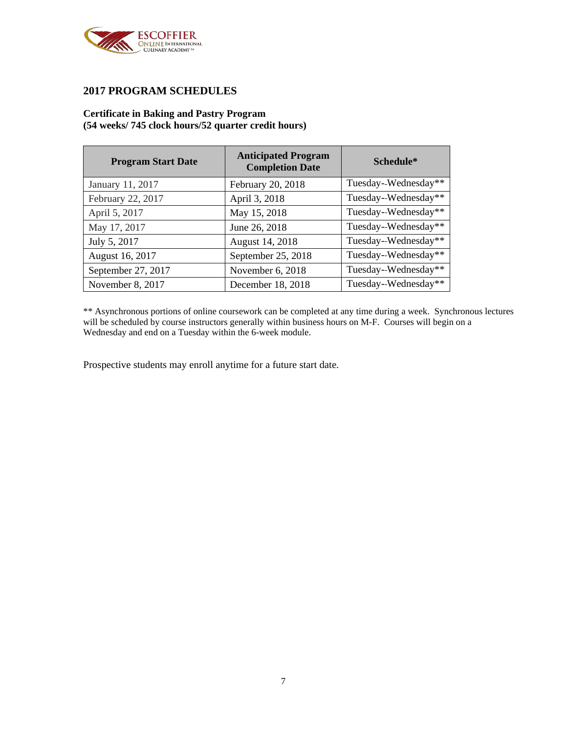## 2017 PROGRAM SCHEDULES

**Certificate in Baking and Pastry Program**
**(54 weeks/ 745 clock hours/52 quarter credit hours)**

| Program Start Date | Anticipated Program Completion Date | Schedule* |
|---|---|---|
| January 11, 2017 | February 20, 2018 | Tuesday--Wednesday** |
| February 22, 2017 | April 3, 2018 | Tuesday--Wednesday** |
| April 5, 2017 | May 15, 2018 | Tuesday--Wednesday** |
| May 17, 2017 | June 26, 2018 | Tuesday--Wednesday** |
| July 5, 2017 | August 14, 2018 | Tuesday--Wednesday** |
| August 16, 2017 | September 25, 2018 | Tuesday--Wednesday** |
| September 27, 2017 | November 6, 2018 | Tuesday--Wednesday** |
| November 8, 2017 | December 18, 2018 | Tuesday--Wednesday** |

** Asynchronous portions of online coursework can be completed at any time during a week. Synchronous lectures will be scheduled by course instructors generally within business hours on M-F. Courses will begin on a Wednesday and end on a Tuesday within the 6-week module.

Prospective students may enroll anytime for a future start date.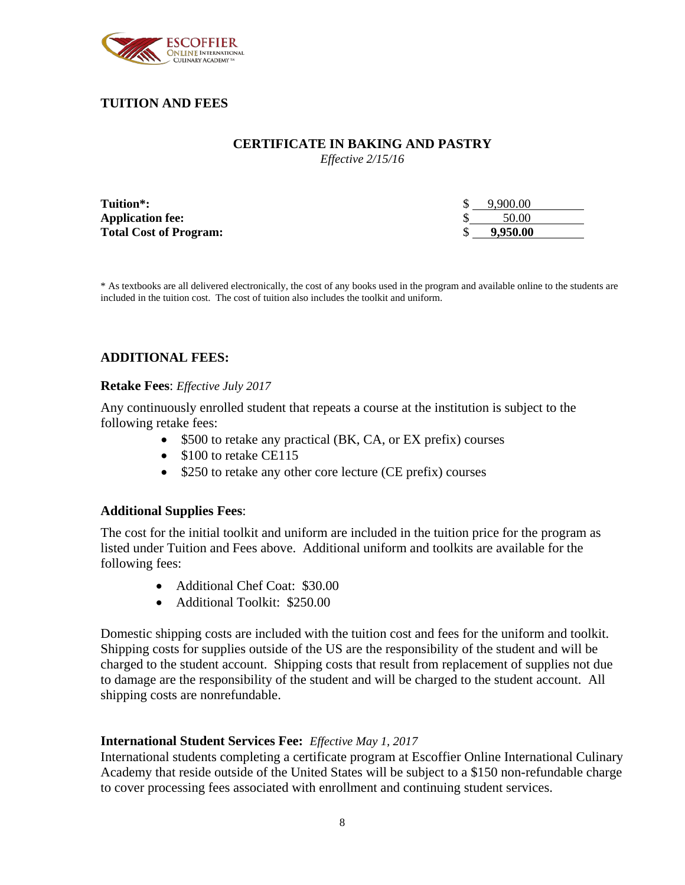## TUITION AND FEES

### CERTIFICATE IN BAKING AND PASTRY

*Effective 2/15/16*

| | |
|---|---|
| **Tuition*:** | $ 9,900.00 |
| **Application fee:** | $ 50.00 |
| **Total Cost of Program:** | $ **9,950.00** |

* As textbooks are all delivered electronically, the cost of any books used in the program and available online to the students are included in the tuition cost. The cost of tuition also includes the toolkit and uniform.

## ADDITIONAL FEES:

**Retake Fees**: *Effective July 2017*

Any continuously enrolled student that repeats a course at the institution is subject to the following retake fees:

- $500 to retake any practical (BK, CA, or EX prefix) courses
- $100 to retake CE115
- $250 to retake any other core lecture (CE prefix) courses

**Additional Supplies Fees**:

The cost for the initial toolkit and uniform are included in the tuition price for the program as listed under Tuition and Fees above. Additional uniform and toolkits are available for the following fees:

- Additional Chef Coat: $30.00
- Additional Toolkit: $250.00

Domestic shipping costs are included with the tuition cost and fees for the uniform and toolkit. Shipping costs for supplies outside of the US are the responsibility of the student and will be charged to the student account. Shipping costs that result from replacement of supplies not due to damage are the responsibility of the student and will be charged to the student account. All shipping costs are nonrefundable.

**International Student Services Fee:** *Effective May 1, 2017*

International students completing a certificate program at Escoffier Online International Culinary Academy that reside outside of the United States will be subject to a $150 non-refundable charge to cover processing fees associated with enrollment and continuing student services.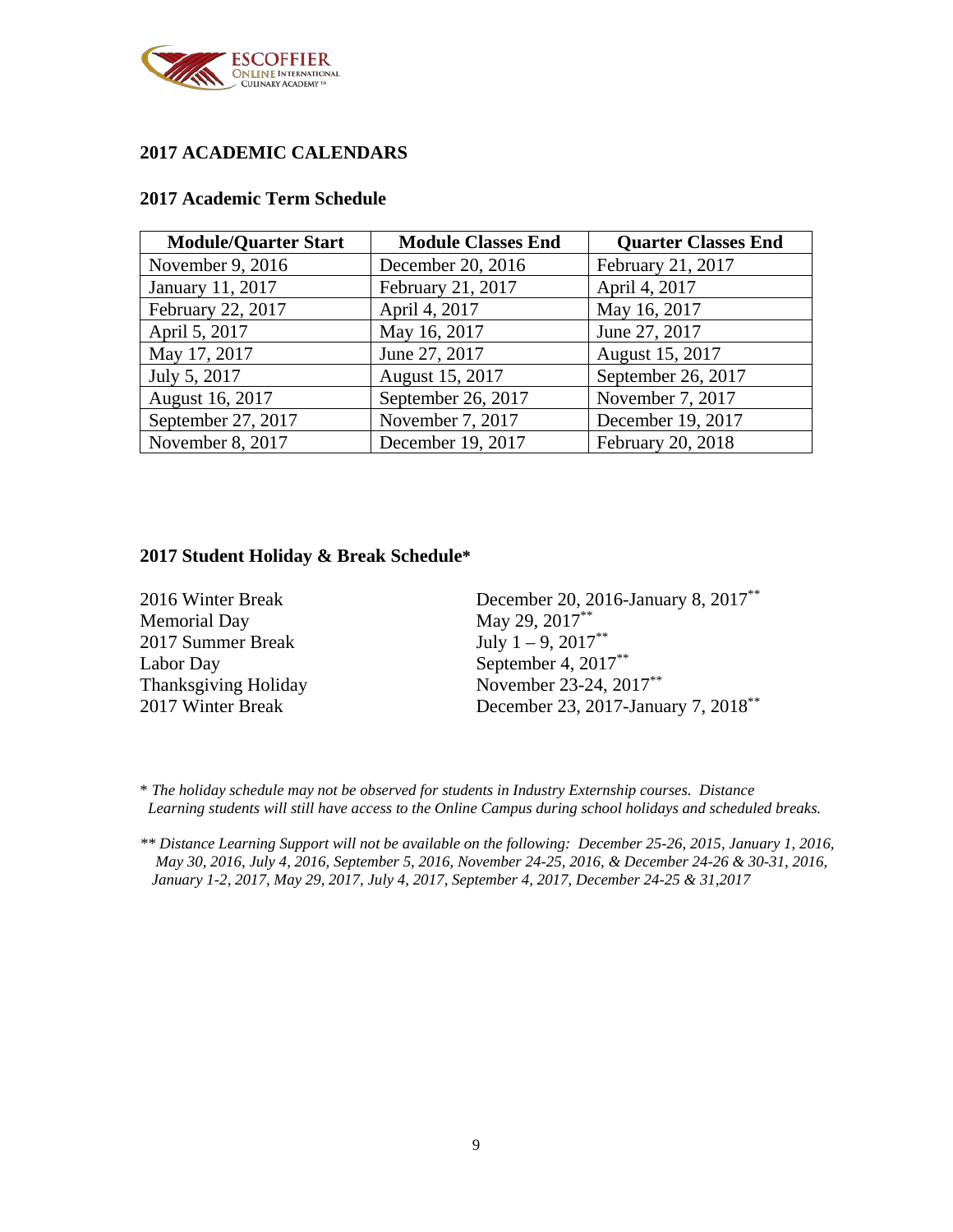## 2017 ACADEMIC CALENDARS

### 2017 Academic Term Schedule

| Module/Quarter Start | Module Classes End | Quarter Classes End |
|---|---|---|
| November 9, 2016 | December 20, 2016 | February 21, 2017 |
| January 11, 2017 | February 21, 2017 | April 4, 2017 |
| February 22, 2017 | April 4, 2017 | May 16, 2017 |
| April 5, 2017 | May 16, 2017 | June 27, 2017 |
| May 17, 2017 | June 27, 2017 | August 15, 2017 |
| July 5, 2017 | August 15, 2017 | September 26, 2017 |
| August 16, 2017 | September 26, 2017 | November 7, 2017 |
| September 27, 2017 | November 7, 2017 | December 19, 2017 |
| November 8, 2017 | December 19, 2017 | February 20, 2018 |

### 2017 Student Holiday & Break Schedule*

| | |
|---|---|
| 2016 Winter Break | December 20, 2016-January 8, 2017** |
| Memorial Day | May 29, 2017** |
| 2017 Summer Break | July 1 – 9, 2017** |
| Labor Day | September 4, 2017** |
| Thanksgiving Holiday | November 23-24, 2017** |
| 2017 Winter Break | December 23, 2017-January 7, 2018** |

* *The holiday schedule may not be observed for students in Industry Externship courses. Distance Learning students will still have access to the Online Campus during school holidays and scheduled breaks.*

*** Distance Learning Support will not be available on the following: December 25-26, 2015, January 1, 2016, May 30, 2016, July 4, 2016, September 5, 2016, November 24-25, 2016, & December 24-26 & 30-31, 2016, January 1-2, 2017, May 29, 2017, July 4, 2017, September 4, 2017, December 24-25 & 31,2017*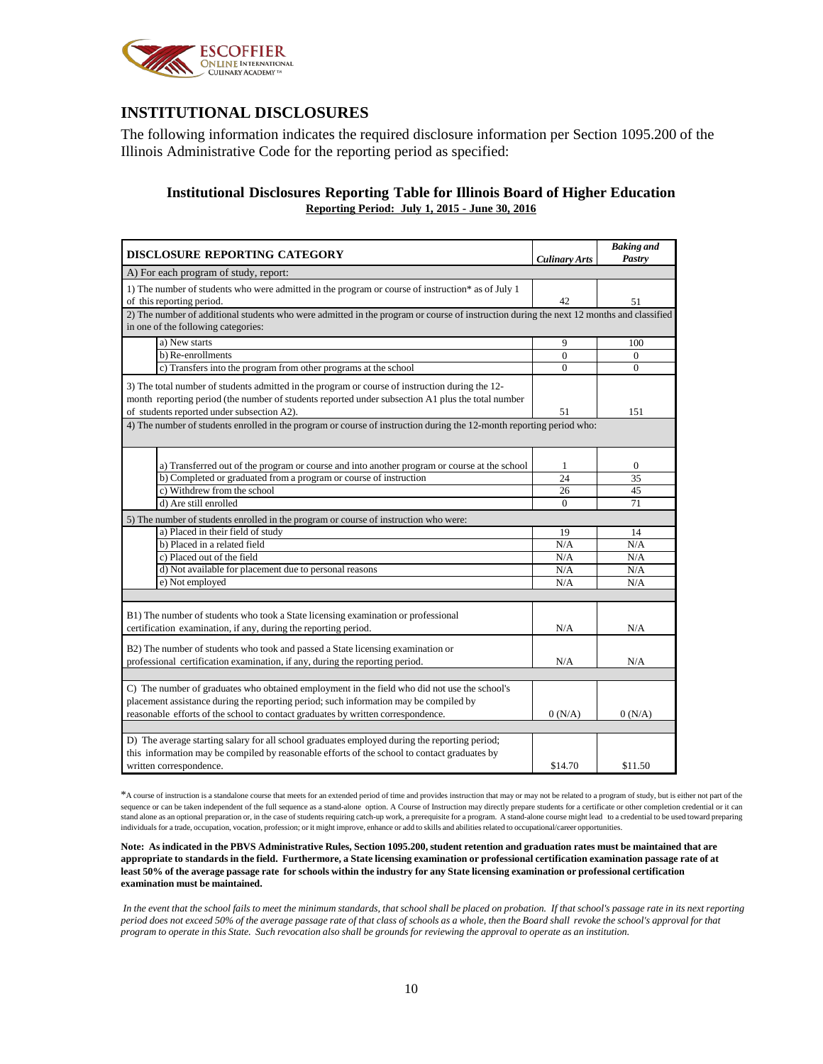## INSTITUTIONAL DISCLOSURES

The following information indicates the required disclosure information per Section 1095.200 of the Illinois Administrative Code for the reporting period as specified:

### Institutional Disclosures Reporting Table for Illinois Board of Higher Education

**Reporting Period: July 1, 2015 - June 30, 2016**

| DISCLOSURE REPORTING CATEGORY | *Culinary Arts* | *Baking and Pastry* |
|---|---|---|
| A) For each program of study, report: | | |
| 1) The number of students who were admitted in the program or course of instruction* as of July 1 of this reporting period. | 42 | 51 |
| 2) The number of additional students who were admitted in the program or course of instruction during the next 12 months and classified in one of the following categories: | | |
| a) New starts | 9 | 100 |
| b) Re-enrollments | 0 | 0 |
| c) Transfers into the program from other programs at the school | 0 | 0 |
| 3) The total number of students admitted in the program or course of instruction during the 12-month reporting period (the number of students reported under subsection A1 plus the total number of students reported under subsection A2). | 51 | 151 |
| 4) The number of students enrolled in the program or course of instruction during the 12-month reporting period who: | | |
| a) Transferred out of the program or course and into another program or course at the school | 1 | 0 |
| b) Completed or graduated from a program or course of instruction | 24 | 35 |
| c) Withdrew from the school | 26 | 45 |
| d) Are still enrolled | 0 | 71 |
| 5) The number of students enrolled in the program or course of instruction who were: | | |
| a) Placed in their field of study | 19 | 14 |
| b) Placed in a related field | N/A | N/A |
| c) Placed out of the field | N/A | N/A |
| d) Not available for placement due to personal reasons | N/A | N/A |
| e) Not employed | N/A | N/A |
| B1) The number of students who took a State licensing examination or professional certification examination, if any, during the reporting period. | N/A | N/A |
| B2) The number of students who took and passed a State licensing examination or professional certification examination, if any, during the reporting period. | N/A | N/A |
| C) The number of graduates who obtained employment in the field who did not use the school's placement assistance during the reporting period; such information may be compiled by reasonable efforts of the school to contact graduates by written correspondence. | 0 (N/A) | 0 (N/A) |
| D) The average starting salary for all school graduates employed during the reporting period; this information may be compiled by reasonable efforts of the school to contact graduates by written correspondence. | $14.70 | $11.50 |

*A course of instruction is a standalone course that meets for an extended period of time and provides instruction that may or may not be related to a program of study, but is either not part of the sequence or can be taken independent of the full sequence as a stand-alone option. A Course of Instruction may directly prepare students for a certificate or other completion credential or it can stand alone as an optional preparation or, in the case of students requiring catch-up work, a prerequisite for a program. A stand-alone course might lead to a credential to be used toward preparing individuals for a trade, occupation, vocation, profession; or it might improve, enhance or add to skills and abilities related to occupational/career opportunities.

**Note: As indicated in the PBVS Administrative Rules, Section 1095.200, student retention and graduation rates must be maintained that are appropriate to standards in the field. Furthermore, a State licensing examination or professional certification examination passage rate of at least 50% of the average passage rate for schools within the industry for any State licensing examination or professional certification examination must be maintained.**

*In the event that the school fails to meet the minimum standards, that school shall be placed on probation. If that school's passage rate in its next reporting period does not exceed 50% of the average passage rate of that class of schools as a whole, then the Board shall revoke the school's approval for that program to operate in this State. Such revocation also shall be grounds for reviewing the approval to operate as an institution.*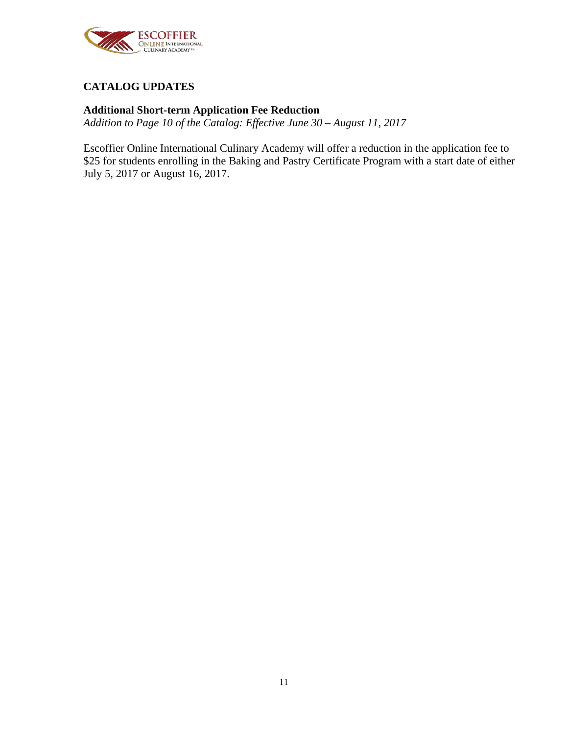## CATALOG UPDATES

### Additional Short-term Application Fee Reduction

*Addition to Page 10 of the Catalog: Effective June 30 – August 11, 2017*

Escoffier Online International Culinary Academy will offer a reduction in the application fee to $25 for students enrolling in the Baking and Pastry Certificate Program with a start date of either July 5, 2017 or August 16, 2017.